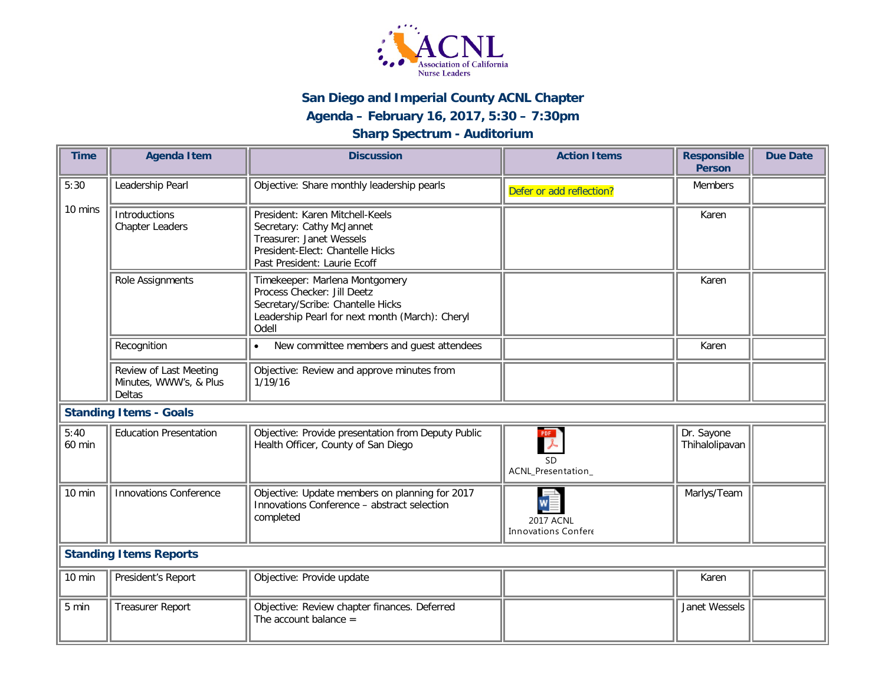# San Diego and Imperial County ACNL Chapter

## Agenda – February 16, 2017, 5:30 – 7:30pm

## Sharp Spectrum - Auditorium

| Time | Agenda Item | Discussion | Action Items | Responsible Person | Due Date |
|---|---|---|---|---|---|
| 5:30<br><br>10 mins | Leadership Pearl | Objective: Share monthly leadership pearls | Defer or add reflection? | Members | |
| | Introductions<br>Chapter Leaders | President: Karen Mitchell-Keels<br>Secretary: Cathy McJannet<br>Treasurer: Janet Wessels<br>President-Elect: Chantelle Hicks<br>Past President: Laurie Ecoff | | Karen | |
| | Role Assignments | Timekeeper: Marlena Montgomery<br>Process Checker: Jill Deetz<br>Secretary/Scribe: Chantelle Hicks<br>Leadership Pearl for next month (March): Cheryl Odell | | Karen | |
| | Recognition | • New committee members and guest attendees | | Karen | |
| | Review of Last Meeting Minutes, WWW's, & Plus Deltas | Objective: Review and approve minutes from 1/19/16 | | | |
| **Standing Items - Goals** | | | | | |
| 5:40<br>60 min | Education Presentation | Objective: Provide presentation from Deputy Public Health Officer, County of San Diego | SD ACNL_Presentation_ | Dr. Sayone Thihalolipavan | |
| 10 min | Innovations Conference | Objective: Update members on planning for 2017 Innovations Conference – abstract selection completed | 2017 ACNL Innovations Confere | Marlys/Team | |
| **Standing Items Reports** | | | | | |
| 10 min | President's Report | Objective: Provide update | | Karen | |
| 5 min | Treasurer Report | Objective: Review chapter finances. Deferred<br>The account balance = | | Janet Wessels | |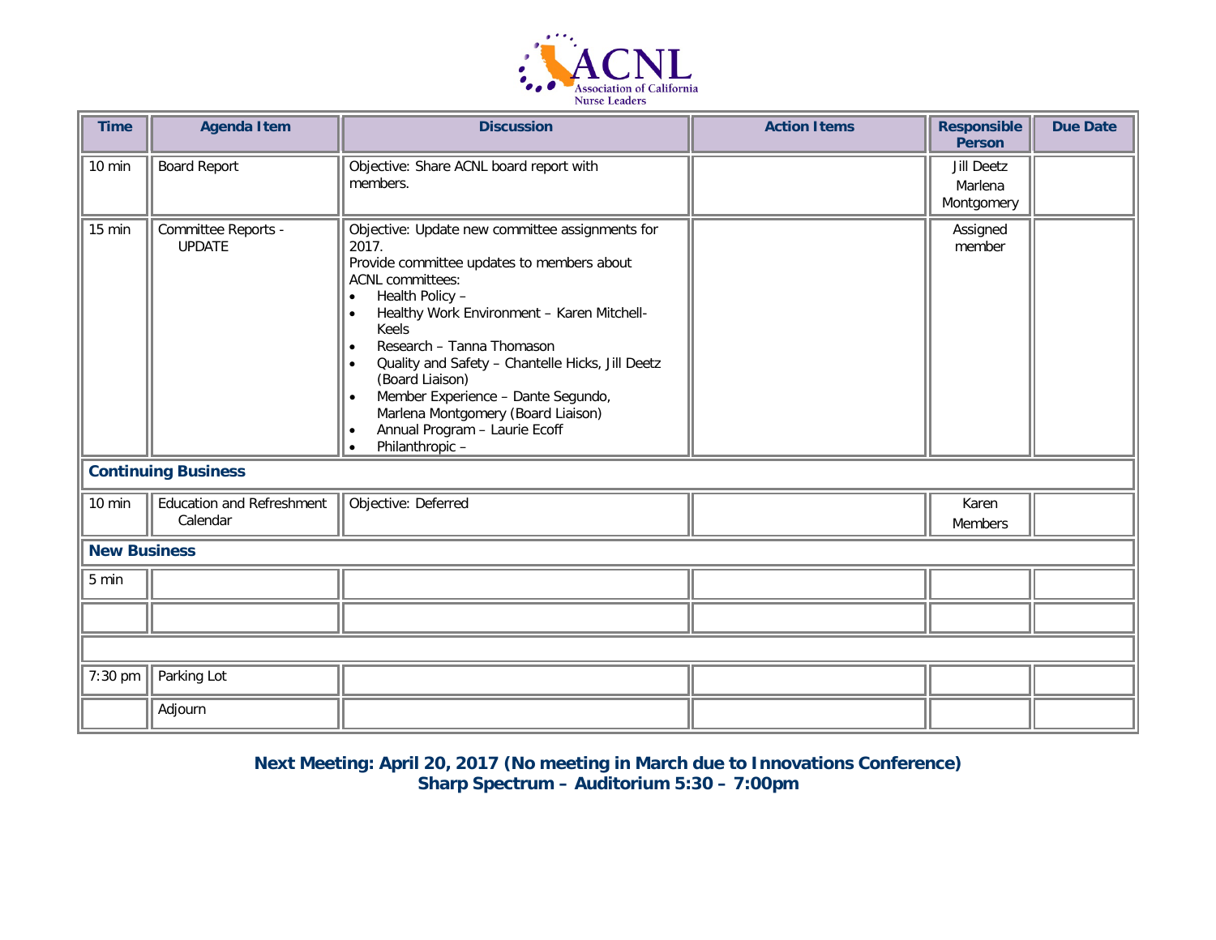| Time | Agenda Item | Discussion | Action Items | Responsible Person | Due Date |
|---|---|---|---|---|---|
| 10 min | Board Report | Objective: Share ACNL board report with members. | | Jill Deetz<br>Marlena Montgomery | |
| 15 min | Committee Reports - UPDATE | Objective: Update new committee assignments for 2017.<br>Provide committee updates to members about ACNL committees:<br>• Health Policy –<br>• Healthy Work Environment – Karen Mitchell-Keels<br>• Research – Tanna Thomason<br>• Quality and Safety – Chantelle Hicks, Jill Deetz (Board Liaison)<br>• Member Experience – Dante Segundo, Marlena Montgomery (Board Liaison)<br>• Annual Program – Laurie Ecoff<br>• Philanthropic – | | Assigned member | |
| **Continuing Business** | | | | | |
| 10 min | Education and Refreshment Calendar | Objective: Deferred | | Karen<br>Members | |
| **New Business** | | | | | |
| 5 min | | | | | |
| | | | | | |
| | | | | | |
| 7:30 pm | Parking Lot | | | | |
| | Adjourn | | | | |

**Next Meeting: April 20, 2017 (No meeting in March due to Innovations Conference)**
**Sharp Spectrum – Auditorium 5:30 – 7:00pm**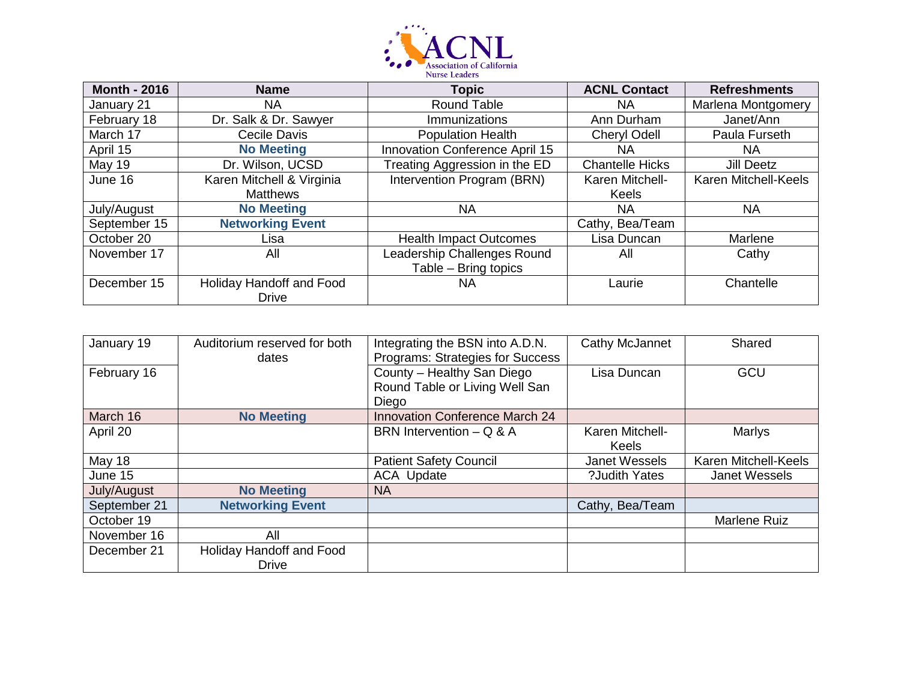ACNL Association of California Nurse Leaders

| Month - 2016 | Name | Topic | ACNL Contact | Refreshments |
|---|---|---|---|---|
| January 21 | NA | Round Table | NA | Marlena Montgomery |
| February 18 | Dr. Salk & Dr. Sawyer | Immunizations | Ann Durham | Janet/Ann |
| March 17 | Cecile Davis | Population Health | Cheryl Odell | Paula Furseth |
| April 15 | **No Meeting** | Innovation Conference April 15 | NA | NA |
| May 19 | Dr. Wilson, UCSD | Treating Aggression in the ED | Chantelle Hicks | Jill Deetz |
| June 16 | Karen Mitchell & Virginia Matthews | Intervention Program (BRN) | Karen Mitchell-Keels | Karen Mitchell-Keels |
| July/August | **No Meeting** | NA | NA | NA |
| September 15 | **Networking Event** | | Cathy, Bea/Team | |
| October 20 | Lisa | Health Impact Outcomes | Lisa Duncan | Marlene |
| November 17 | All | Leadership Challenges Round Table – Bring topics | All | Cathy |
| December 15 | Holiday Handoff and Food Drive | NA | Laurie | Chantelle |

| | | | | |
|---|---|---|---|---|
| January 19 | Auditorium reserved for both dates | Integrating the BSN into A.D.N. Programs: Strategies for Success | Cathy McJannet | Shared |
| February 16 | | County – Healthy San Diego Round Table or Living Well San Diego | Lisa Duncan | GCU |
| March 16 | **No Meeting** | Innovation Conference March 24 | | |
| April 20 | | BRN Intervention – Q & A | Karen Mitchell-Keels | Marlys |
| May 18 | | Patient Safety Council | Janet Wessels | Karen Mitchell-Keels |
| June 15 | | ACA Update | ?Judith Yates | Janet Wessels |
| July/August | **No Meeting** | NA | | |
| September 21 | **Networking Event** | | Cathy, Bea/Team | |
| October 19 | | | | Marlene Ruiz |
| November 16 | All | | | |
| December 21 | Holiday Handoff and Food Drive | | | |